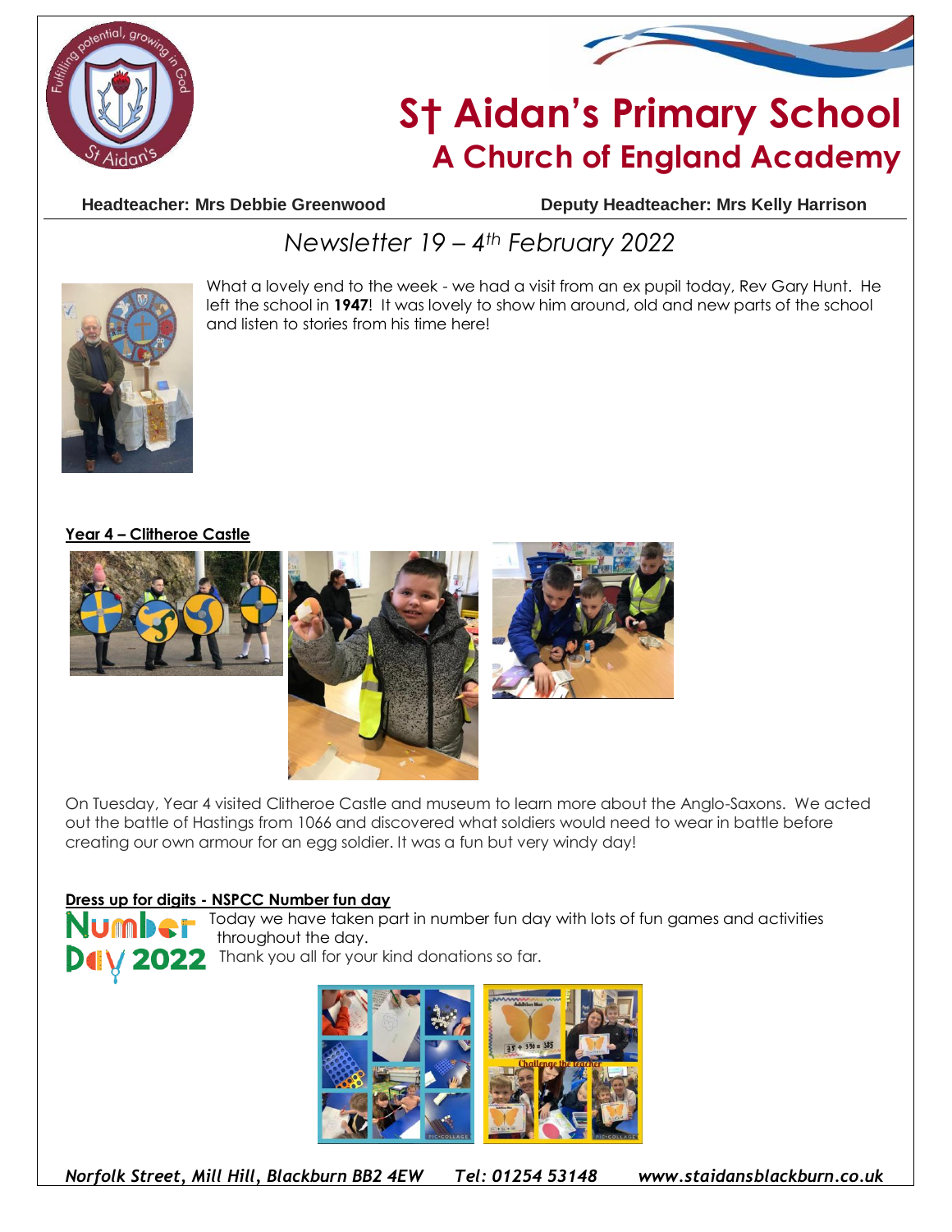# St Aidan's Primary School
## A Church of England Academy

**Headteacher: Mrs Debbie Greenwood** **Deputy Headteacher: Mrs Kelly Harrison**

*Newsletter 19 – 4th February 2022*

What a lovely end to the week - we had a visit from an ex pupil today, Rev Gary Hunt. He left the school in **1947**! It was lovely to show him around, old and new parts of the school and listen to stories from his time here!

### Year 4 – Clitheroe Castle

On Tuesday, Year 4 visited Clitheroe Castle and museum to learn more about the Anglo-Saxons. We acted out the battle of Hastings from 1066 and discovered what soldiers would need to wear in battle before creating our own armour for an egg soldier. It was a fun but very windy day!

### Dress up for digits - NSPCC Number fun day

Number Day 2022

Today we have taken part in number fun day with lots of fun games and activities throughout the day.

Thank you all for your kind donations so far.

*Norfolk Street, Mill Hill, Blackburn BB2 4EW Tel: 01254 53148 www.staidansblackburn.co.uk*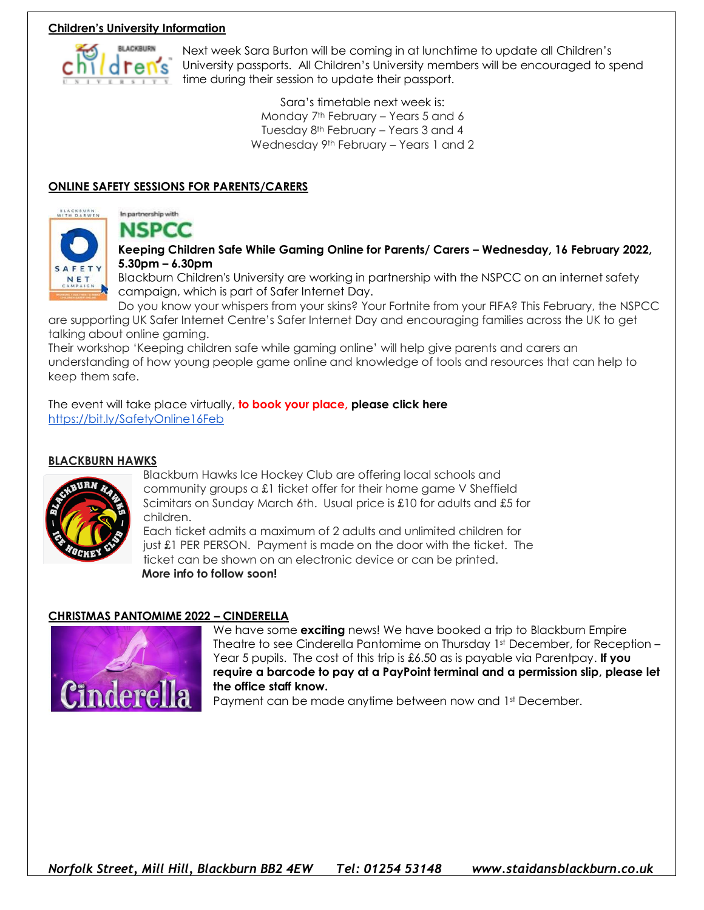## Children's University Information

Next week Sara Burton will be coming in at lunchtime to update all Children's University passports. All Children's University members will be encouraged to spend time during their session to update their passport.

Sara's timetable next week is:
Monday 7th February – Years 5 and 6
Tuesday 8th February – Years 3 and 4
Wednesday 9th February – Years 1 and 2

## ONLINE SAFETY SESSIONS FOR PARENTS/CARERS

In partnership with

NSPCC

**Keeping Children Safe While Gaming Online for Parents/ Carers – Wednesday, 16 February 2022, 5.30pm – 6.30pm**

Blackburn Children's University are working in partnership with the NSPCC on an internet safety campaign, which is part of Safer Internet Day.

Do you know your whispers from your skins? Your Fortnite from your FIFA? This February, the NSPCC are supporting UK Safer Internet Centre's Safer Internet Day and encouraging families across the UK to get talking about online gaming.

Their workshop 'Keeping children safe while gaming online' will help give parents and carers an understanding of how young people game online and knowledge of tools and resources that can help to keep them safe.

The event will take place virtually, **to book your place, please click here**
https://bit.ly/SafetyOnline16Feb

## BLACKBURN HAWKS

Blackburn Hawks Ice Hockey Club are offering local schools and community groups a £1 ticket offer for their home game V Sheffield Scimitars on Sunday March 6th. Usual price is £10 for adults and £5 for children.

Each ticket admits a maximum of 2 adults and unlimited children for just £1 PER PERSON. Payment is made on the door with the ticket. The ticket can be shown on an electronic device or can be printed.

**More info to follow soon!**

## CHRISTMAS PANTOMIME 2022 – CINDERELLA

We have some **exciting** news! We have booked a trip to Blackburn Empire Theatre to see Cinderella Pantomime on Thursday 1st December, for Reception – Year 5 pupils. The cost of this trip is £6.50 as is payable via Parentpay. **If you require a barcode to pay at a PayPoint terminal and a permission slip, please let the office staff know.**

Payment can be made anytime between now and 1st December.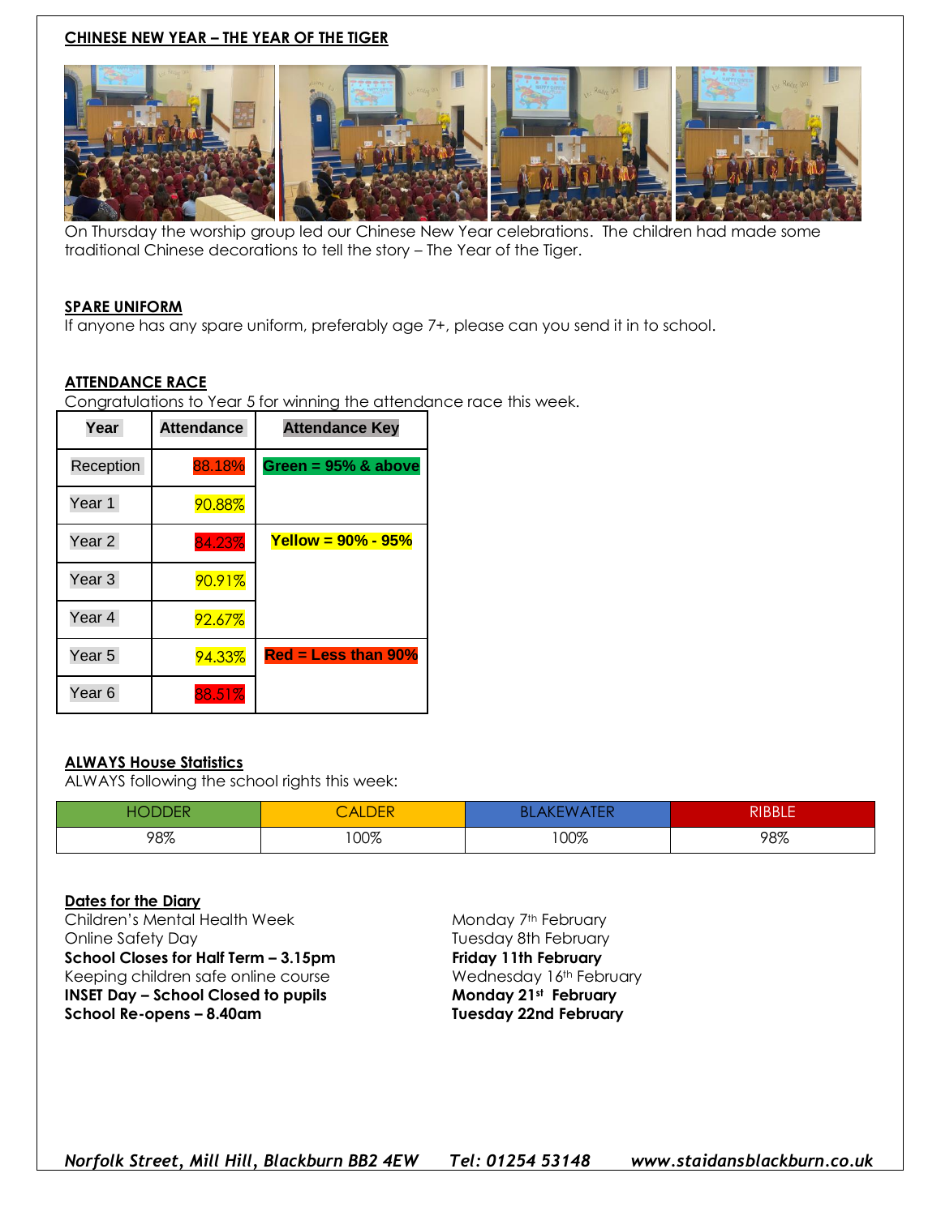## CHINESE NEW YEAR – THE YEAR OF THE TIGER

On Thursday the worship group led our Chinese New Year celebrations. The children had made some traditional Chinese decorations to tell the story – The Year of the Tiger.

## SPARE UNIFORM

If anyone has any spare uniform, preferably age 7+, please can you send it in to school.

## ATTENDANCE RACE

Congratulations to Year 5 for winning the attendance race this week.

| Year | Attendance | Attendance Key |
|---|---|---|
| Reception | 88.18% | Green = 95% & above |
| Year 1 | 90.88% | |
| Year 2 | 84.23% | Yellow = 90% - 95% |
| Year 3 | 90.91% | |
| Year 4 | 92.67% | |
| Year 5 | 94.33% | Red = Less than 90% |
| Year 6 | 88.51% | |

## ALWAYS House Statistics

ALWAYS following the school rights this week:

| HODDER | CALDER | BLAKEWATER | RIBBLE |
|---|---|---|---|
| 98% | 100% | 100% | 98% |

## Dates for the Diary

| | |
|---|---|
| Children's Mental Health Week | Monday 7th February |
| Online Safety Day | Tuesday 8th February |
| **School Closes for Half Term – 3.15pm** | **Friday 11th February** |
| Keeping children safe online course | Wednesday 16th February |
| **INSET Day – School Closed to pupils** | **Monday 21st February** |
| **School Re-opens – 8.40am** | **Tuesday 22nd February** |

*Norfolk Street, Mill Hill, Blackburn BB2 4EW Tel: 01254 53148 www.staidansblackburn.co.uk*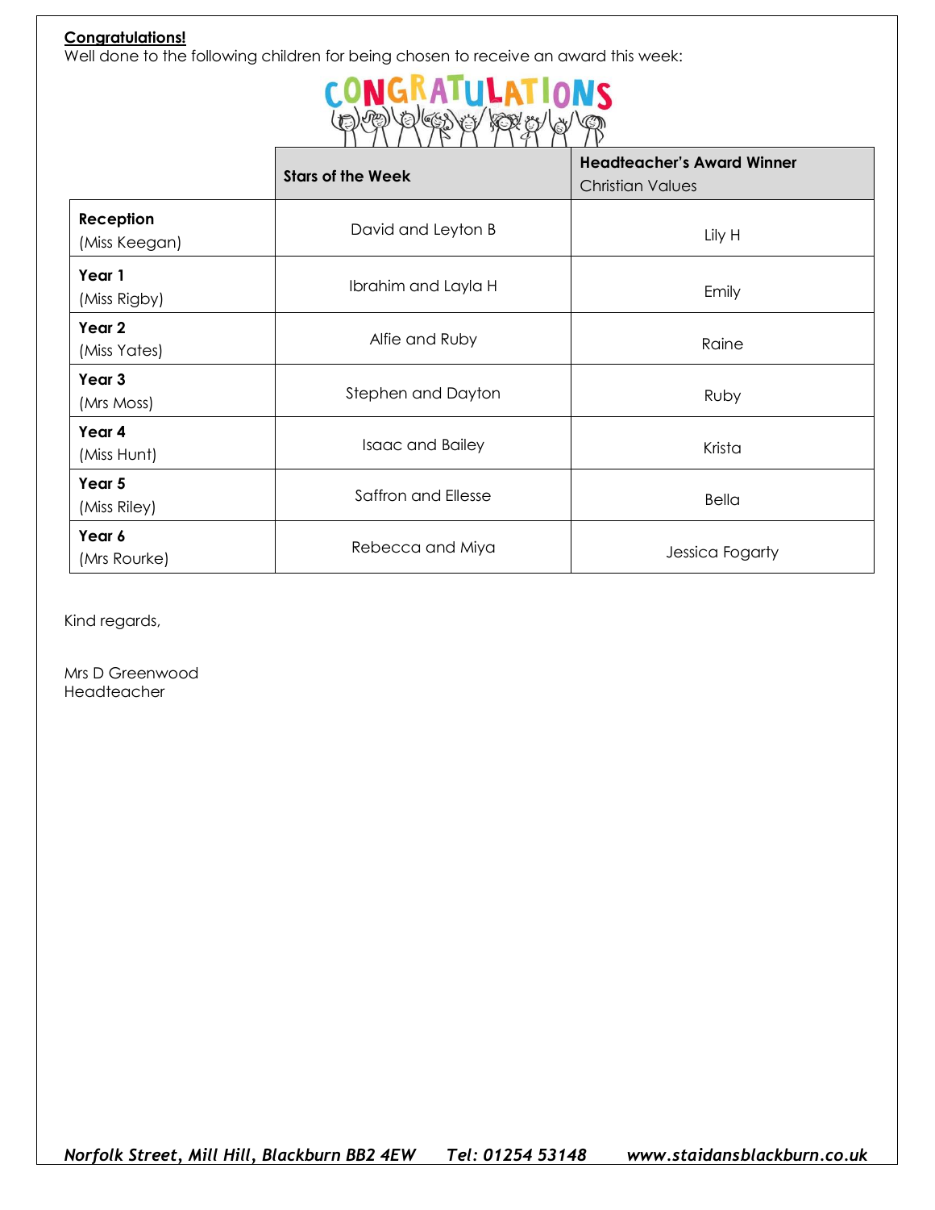**Congratulations!**

Well done to the following children for being chosen to receive an award this week:

| | Stars of the Week | Headteacher's Award Winner Christian Values |
|---|---|---|
| **Reception** (Miss Keegan) | David and Leyton B | Lily H |
| **Year 1** (Miss Rigby) | Ibrahim and Layla H | Emily |
| **Year 2** (Miss Yates) | Alfie and Ruby | Raine |
| **Year 3** (Mrs Moss) | Stephen and Dayton | Ruby |
| **Year 4** (Miss Hunt) | Isaac and Bailey | Krista |
| **Year 5** (Miss Riley) | Saffron and Ellesse | Bella |
| **Year 6** (Mrs Rourke) | Rebecca and Miya | Jessica Fogarty |

Kind regards,

Mrs D Greenwood
Headteacher

*Norfolk Street, Mill Hill, Blackburn BB2 4EW Tel: 01254 53148 www.staidansblackburn.co.uk*